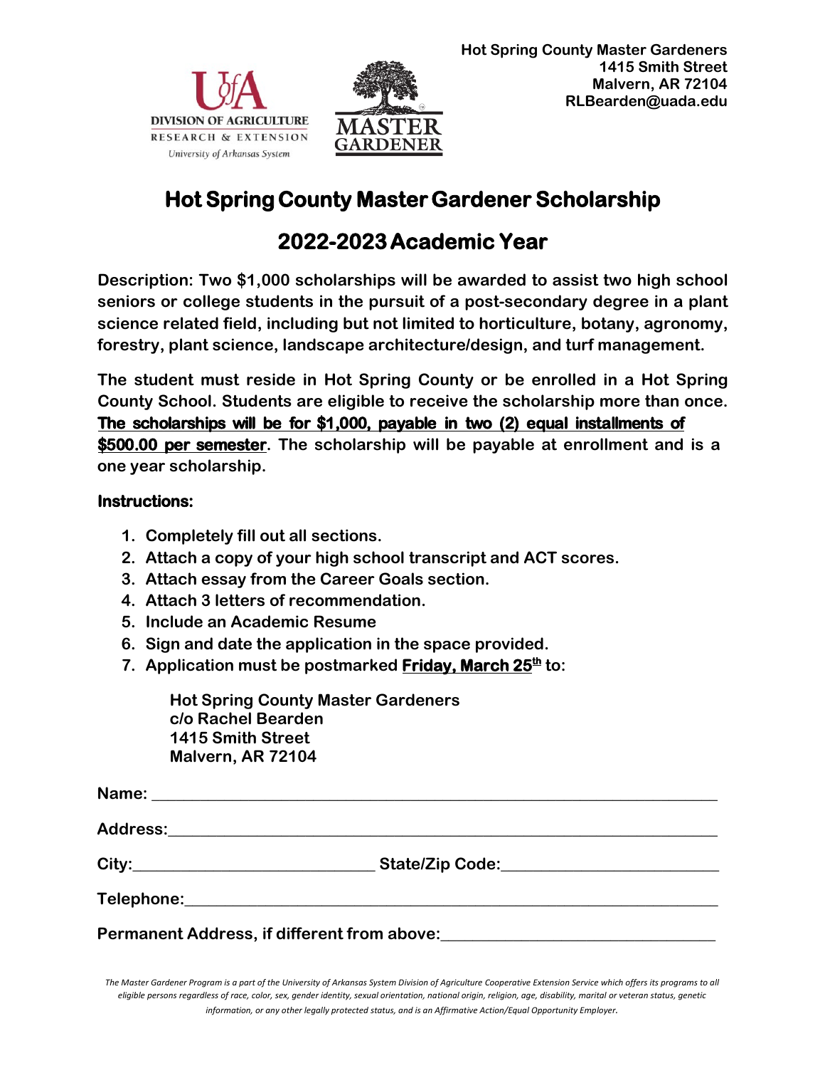Hot Spring County Master Gardeners
1415 Smith Street
Malvern, AR 72104
RLBearden@uada.edu

# Hot Spring County Master Gardener Scholarship

## 2022-2023 Academic Year

**Description: Two $1,000 scholarships will be awarded to assist two high school seniors or college students in the pursuit of a post-secondary degree in a plant science related field, including but not limited to horticulture, botany, agronomy, forestry, plant science, landscape architecture/design, and turf management.**

**The student must reside in Hot Spring County or be enrolled in a Hot Spring County School. Students are eligible to receive the scholarship more than once. <u>The scholarships will be for $1,000, payable in two (2) equal installments of $500.00 per semester</u>. The scholarship will be payable at enrollment and is a one year scholarship.**

**Instructions:**

1. **Completely fill out all sections.**
2. **Attach a copy of your high school transcript and ACT scores.**
3. **Attach essay from the Career Goals section.**
4. **Attach 3 letters of recommendation.**
5. **Include an Academic Resume**
6. **Sign and date the application in the space provided.**
7. **Application must be postmarked <u>Friday, March 25th</u> to:**

   **Hot Spring County Master Gardeners**
   **c/o Rachel Bearden**
   **1415 Smith Street**
   **Malvern, AR 72104**

**Name:** ____________________________________________

**Address:** ____________________________________________

**City:** ______________________ **State/Zip Code:** ______________________

**Telephone:** ____________________________________________

**Permanent Address, if different from above:** ______________________

*The Master Gardener Program is a part of the University of Arkansas System Division of Agriculture Cooperative Extension Service which offers its programs to all eligible persons regardless of race, color, sex, gender identity, sexual orientation, national origin, religion, age, disability, marital or veteran status, genetic information, or any other legally protected status, and is an Affirmative Action/Equal Opportunity Employer.*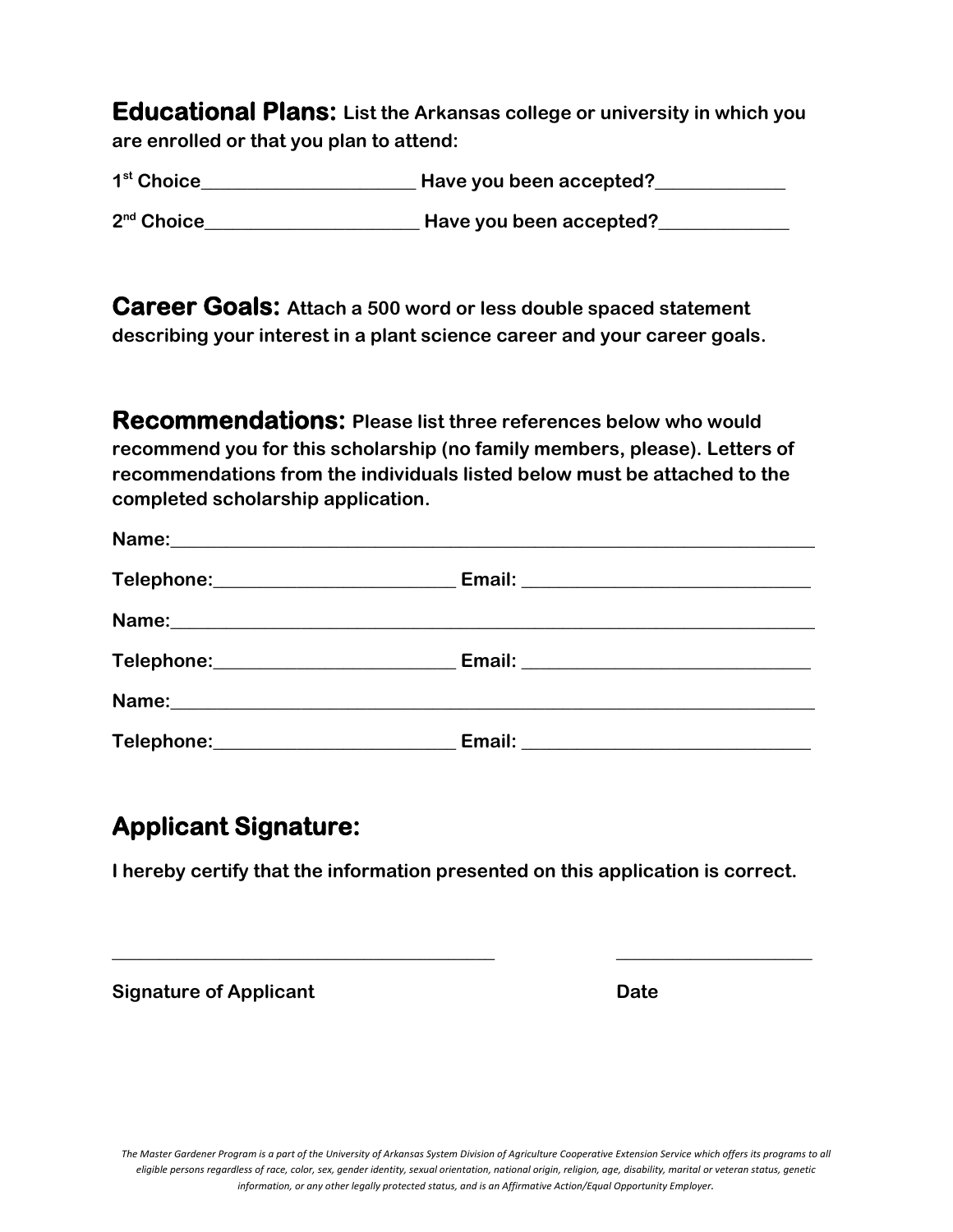**Educational Plans:** **List the Arkansas college or university in which you are enrolled or that you plan to attend:**

**1st Choice______________________ Have you been accepted?_____________**

**2nd Choice______________________ Have you been accepted?_____________**

**Career Goals:** **Attach a 500 word or less double spaced statement describing your interest in a plant science career and your career goals.**

**Recommendations:** **Please list three references below who would recommend you for this scholarship (no family members, please). Letters of recommendations from the individuals listed below must be attached to the completed scholarship application.**

**Name:_____________________________________________________________________**

**Telephone:________________________ Email: ______________________________**

**Name:_____________________________________________________________________**

**Telephone:________________________ Email: ______________________________**

**Name:_____________________________________________________________________**

**Telephone:________________________ Email: ______________________________**

## Applicant Signature:

**I hereby certify that the information presented on this application is correct.**

________________________________________ ____________________

**Signature of Applicant** **Date**

*The Master Gardener Program is a part of the University of Arkansas System Division of Agriculture Cooperative Extension Service which offers its programs to all eligible persons regardless of race, color, sex, gender identity, sexual orientation, national origin, religion, age, disability, marital or veteran status, genetic information, or any other legally protected status, and is an Affirmative Action/Equal Opportunity Employer.*